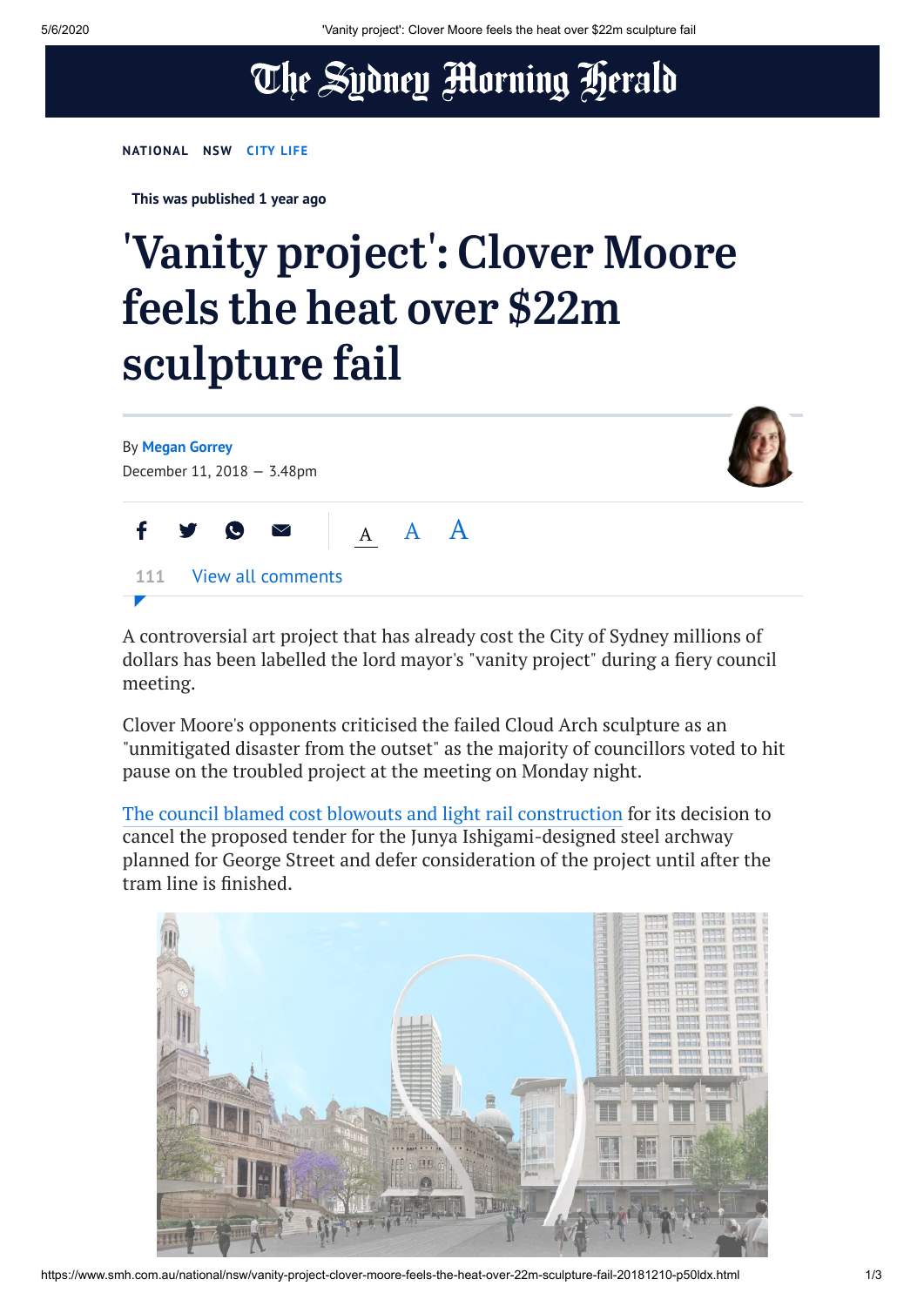NATIONAL NSW CITY LIFE

This was published 1 year ago

# 'Vanity project': Clover Moore feels the heat over $22m sculpture fail

By Megan Gorrey

December 11, 2018 — 3.48pm

111 View all comments

A controversial art project that has already cost the City of Sydney millions of dollars has been labelled the lord mayor's "vanity project" during a fiery council meeting.

Clover Moore's opponents criticised the failed Cloud Arch sculpture as an "unmitigated disaster from the outset" as the majority of councillors voted to hit pause on the troubled project at the meeting on Monday night.

The council blamed cost blowouts and light rail construction for its decision to cancel the proposed tender for the Junya Ishigami-designed steel archway planned for George Street and defer consideration of the project until after the tram line is finished.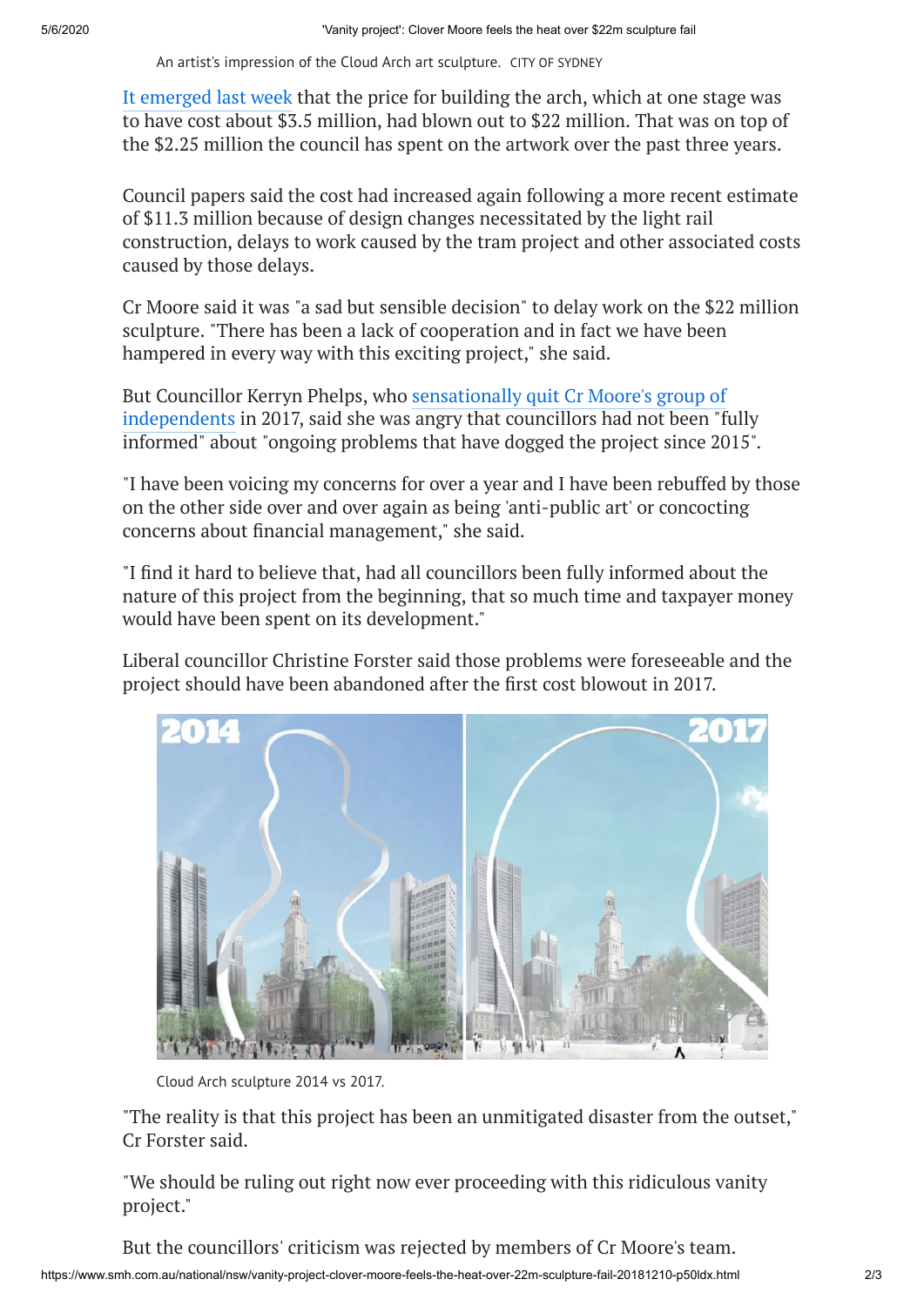An artist's impression of the Cloud Arch art sculpture. CITY OF SYDNEY

It emerged last week that the price for building the arch, which at one stage was to have cost about $3.5 million, had blown out to $22 million. That was on top of the $2.25 million the council has spent on the artwork over the past three years.

Council papers said the cost had increased again following a more recent estimate of $11.3 million because of design changes necessitated by the light rail construction, delays to work caused by the tram project and other associated costs caused by those delays.

Cr Moore said it was "a sad but sensible decision" to delay work on the $22 million sculpture. "There has been a lack of cooperation and in fact we have been hampered in every way with this exciting project," she said.

But Councillor Kerryn Phelps, who sensationally quit Cr Moore's group of independents in 2017, said she was angry that councillors had not been "fully informed" about "ongoing problems that have dogged the project since 2015".

"I have been voicing my concerns for over a year and I have been rebuffed by those on the other side over and over again as being 'anti-public art' or concocting concerns about financial management," she said.

"I find it hard to believe that, had all councillors been fully informed about the nature of this project from the beginning, that so much time and taxpayer money would have been spent on its development."

Liberal councillor Christine Forster said those problems were foreseeable and the project should have been abandoned after the first cost blowout in 2017.

Cloud Arch sculpture 2014 vs 2017.

"The reality is that this project has been an unmitigated disaster from the outset," Cr Forster said.

"We should be ruling out right now ever proceeding with this ridiculous vanity project."

But the councillors' criticism was rejected by members of Cr Moore's team.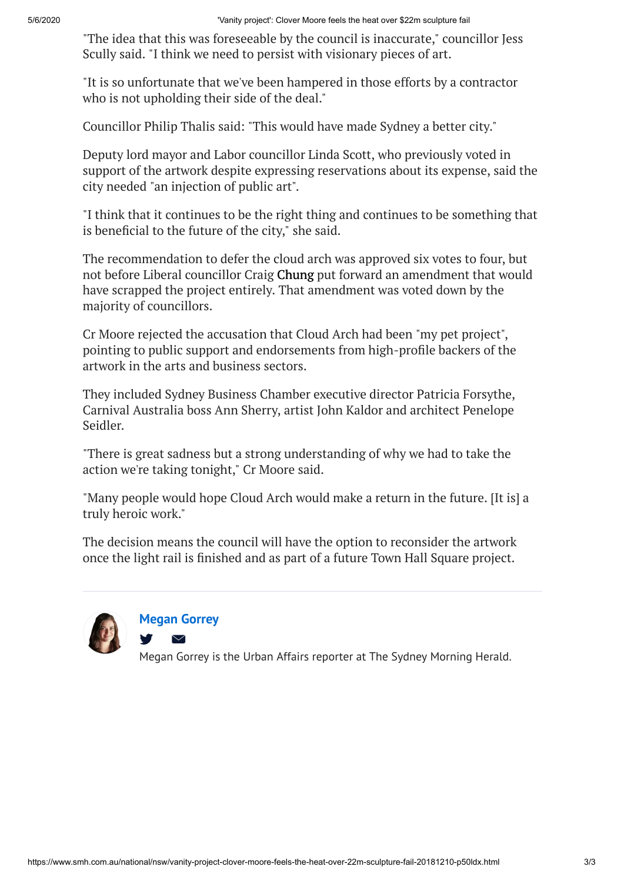"The idea that this was foreseeable by the council is inaccurate," councillor Jess Scully said. "I think we need to persist with visionary pieces of art.

"It is so unfortunate that we've been hampered in those efforts by a contractor who is not upholding their side of the deal."

Councillor Philip Thalis said: "This would have made Sydney a better city."

Deputy lord mayor and Labor councillor Linda Scott, who previously voted in support of the artwork despite expressing reservations about its expense, said the city needed "an injection of public art".

"I think that it continues to be the right thing and continues to be something that is beneficial to the future of the city," she said.

The recommendation to defer the cloud arch was approved six votes to four, but not before Liberal councillor Craig Chung put forward an amendment that would have scrapped the project entirely. That amendment was voted down by the majority of councillors.

Cr Moore rejected the accusation that Cloud Arch had been "my pet project", pointing to public support and endorsements from high-profile backers of the artwork in the arts and business sectors.

They included Sydney Business Chamber executive director Patricia Forsythe, Carnival Australia boss Ann Sherry, artist John Kaldor and architect Penelope Seidler.

"There is great sadness but a strong understanding of why we had to take the action we're taking tonight," Cr Moore said.

"Many people would hope Cloud Arch would make a return in the future. [It is] a truly heroic work."

The decision means the council will have the option to reconsider the artwork once the light rail is finished and as part of a future Town Hall Square project.

---

**Megan Gorrey**

Megan Gorrey is the Urban Affairs reporter at The Sydney Morning Herald.